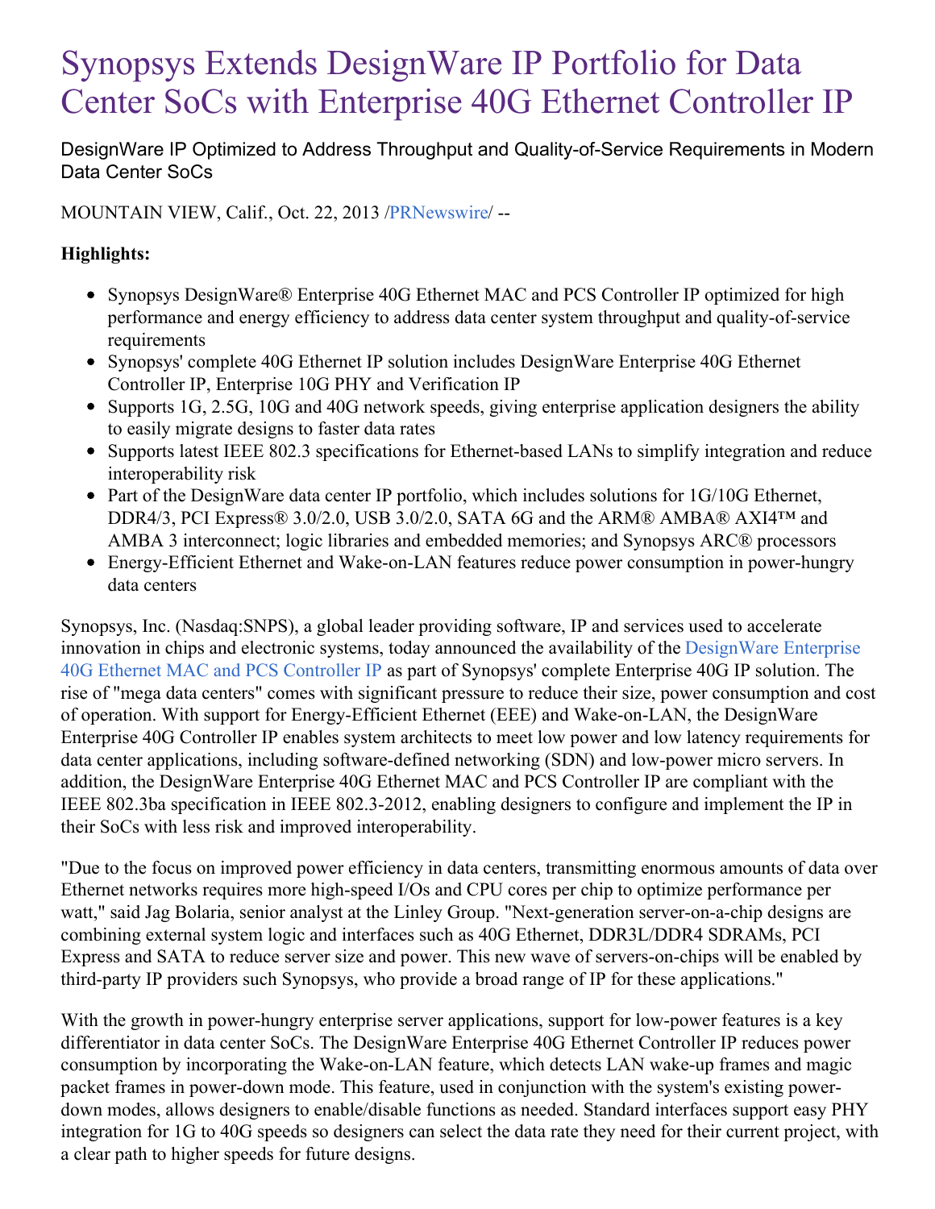# Synopsys Extends DesignWare IP Portfolio for Data Center SoCs with Enterprise 40G Ethernet Controller IP

DesignWare IP Optimized to Address Throughput and Quality-of-Service Requirements in Modern Data Center SoCs

MOUNTAIN VIEW, Calif., Oct. 22, 2013 /PRNewswire/ --

**Highlights:**

- Synopsys DesignWare® Enterprise 40G Ethernet MAC and PCS Controller IP optimized for high performance and energy efficiency to address data center system throughput and quality-of-service requirements
- Synopsys' complete 40G Ethernet IP solution includes DesignWare Enterprise 40G Ethernet Controller IP, Enterprise 10G PHY and Verification IP
- Supports 1G, 2.5G, 10G and 40G network speeds, giving enterprise application designers the ability to easily migrate designs to faster data rates
- Supports latest IEEE 802.3 specifications for Ethernet-based LANs to simplify integration and reduce interoperability risk
- Part of the DesignWare data center IP portfolio, which includes solutions for 1G/10G Ethernet, DDR4/3, PCI Express® 3.0/2.0, USB 3.0/2.0, SATA 6G and the ARM® AMBA® AXI4™ and AMBA 3 interconnect; logic libraries and embedded memories; and Synopsys ARC® processors
- Energy-Efficient Ethernet and Wake-on-LAN features reduce power consumption in power-hungry data centers

Synopsys, Inc. (Nasdaq:SNPS), a global leader providing software, IP and services used to accelerate innovation in chips and electronic systems, today announced the availability of the DesignWare Enterprise 40G Ethernet MAC and PCS Controller IP as part of Synopsys' complete Enterprise 40G IP solution. The rise of "mega data centers" comes with significant pressure to reduce their size, power consumption and cost of operation. With support for Energy-Efficient Ethernet (EEE) and Wake-on-LAN, the DesignWare Enterprise 40G Controller IP enables system architects to meet low power and low latency requirements for data center applications, including software-defined networking (SDN) and low-power micro servers. In addition, the DesignWare Enterprise 40G Ethernet MAC and PCS Controller IP are compliant with the IEEE 802.3ba specification in IEEE 802.3-2012, enabling designers to configure and implement the IP in their SoCs with less risk and improved interoperability.

"Due to the focus on improved power efficiency in data centers, transmitting enormous amounts of data over Ethernet networks requires more high-speed I/Os and CPU cores per chip to optimize performance per watt," said Jag Bolaria, senior analyst at the Linley Group. "Next-generation server-on-a-chip designs are combining external system logic and interfaces such as 40G Ethernet, DDR3L/DDR4 SDRAMs, PCI Express and SATA to reduce server size and power. This new wave of servers-on-chips will be enabled by third-party IP providers such Synopsys, who provide a broad range of IP for these applications."

With the growth in power-hungry enterprise server applications, support for low-power features is a key differentiator in data center SoCs. The DesignWare Enterprise 40G Ethernet Controller IP reduces power consumption by incorporating the Wake-on-LAN feature, which detects LAN wake-up frames and magic packet frames in power-down mode. This feature, used in conjunction with the system's existing power-down modes, allows designers to enable/disable functions as needed. Standard interfaces support easy PHY integration for 1G to 40G speeds so designers can select the data rate they need for their current project, with a clear path to higher speeds for future designs.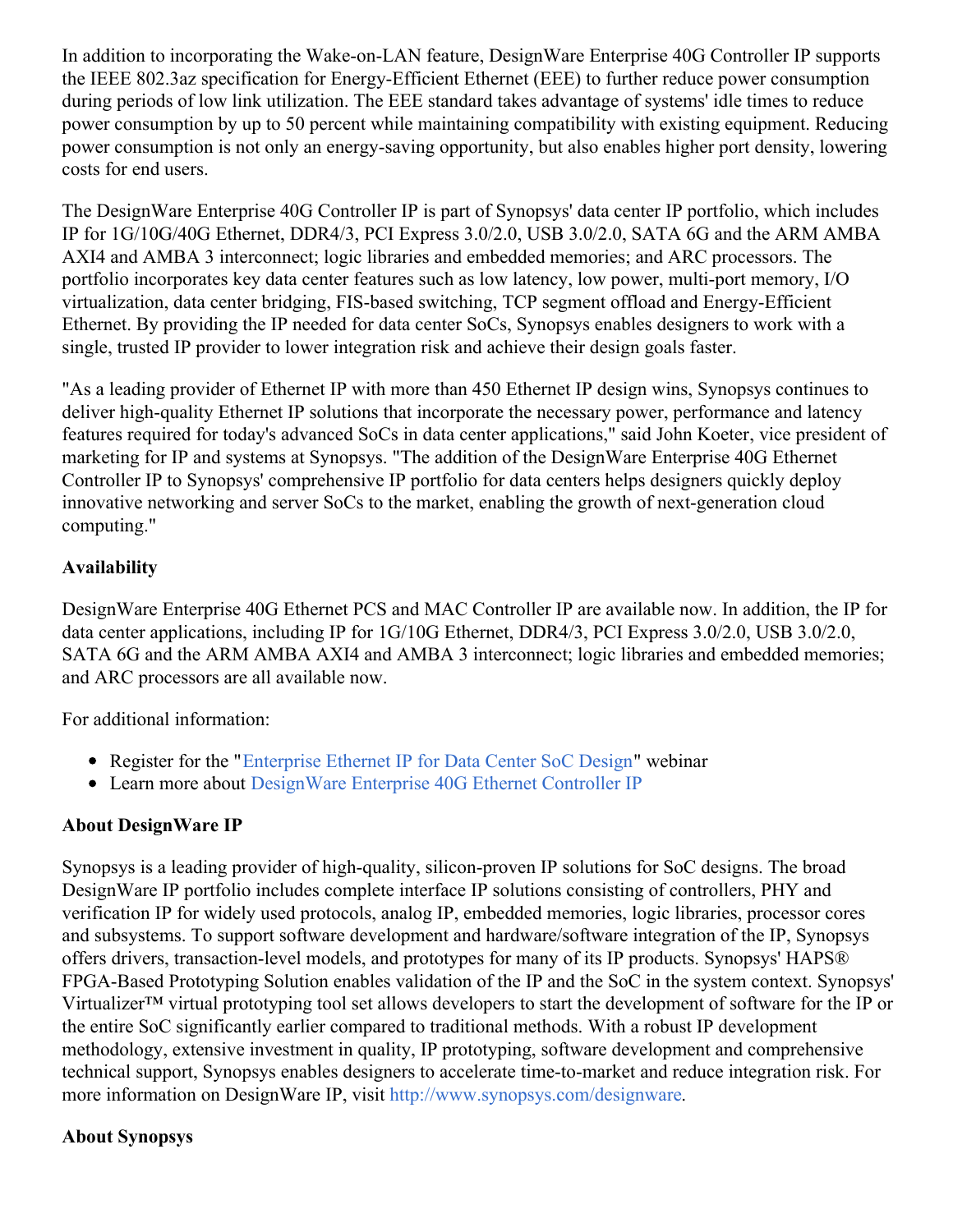In addition to incorporating the Wake-on-LAN feature, DesignWare Enterprise 40G Controller IP supports the IEEE 802.3az specification for Energy-Efficient Ethernet (EEE) to further reduce power consumption during periods of low link utilization. The EEE standard takes advantage of systems' idle times to reduce power consumption by up to 50 percent while maintaining compatibility with existing equipment. Reducing power consumption is not only an energy-saving opportunity, but also enables higher port density, lowering costs for end users.

The DesignWare Enterprise 40G Controller IP is part of Synopsys' data center IP portfolio, which includes IP for 1G/10G/40G Ethernet, DDR4/3, PCI Express 3.0/2.0, USB 3.0/2.0, SATA 6G and the ARM AMBA AXI4 and AMBA 3 interconnect; logic libraries and embedded memories; and ARC processors. The portfolio incorporates key data center features such as low latency, low power, multi-port memory, I/O virtualization, data center bridging, FIS-based switching, TCP segment offload and Energy-Efficient Ethernet. By providing the IP needed for data center SoCs, Synopsys enables designers to work with a single, trusted IP provider to lower integration risk and achieve their design goals faster.

"As a leading provider of Ethernet IP with more than 450 Ethernet IP design wins, Synopsys continues to deliver high-quality Ethernet IP solutions that incorporate the necessary power, performance and latency features required for today's advanced SoCs in data center applications," said John Koeter, vice president of marketing for IP and systems at Synopsys. "The addition of the DesignWare Enterprise 40G Ethernet Controller IP to Synopsys' comprehensive IP portfolio for data centers helps designers quickly deploy innovative networking and server SoCs to the market, enabling the growth of next-generation cloud computing."

**Availability**

DesignWare Enterprise 40G Ethernet PCS and MAC Controller IP are available now. In addition, the IP for data center applications, including IP for 1G/10G Ethernet, DDR4/3, PCI Express 3.0/2.0, USB 3.0/2.0, SATA 6G and the ARM AMBA AXI4 and AMBA 3 interconnect; logic libraries and embedded memories; and ARC processors are all available now.

For additional information:

- Register for the "Enterprise Ethernet IP for Data Center SoC Design" webinar
- Learn more about DesignWare Enterprise 40G Ethernet Controller IP

**About DesignWare IP**

Synopsys is a leading provider of high-quality, silicon-proven IP solutions for SoC designs. The broad DesignWare IP portfolio includes complete interface IP solutions consisting of controllers, PHY and verification IP for widely used protocols, analog IP, embedded memories, logic libraries, processor cores and subsystems. To support software development and hardware/software integration of the IP, Synopsys offers drivers, transaction-level models, and prototypes for many of its IP products. Synopsys' HAPS® FPGA-Based Prototyping Solution enables validation of the IP and the SoC in the system context. Synopsys' Virtualizer™ virtual prototyping tool set allows developers to start the development of software for the IP or the entire SoC significantly earlier compared to traditional methods. With a robust IP development methodology, extensive investment in quality, IP prototyping, software development and comprehensive technical support, Synopsys enables designers to accelerate time-to-market and reduce integration risk. For more information on DesignWare IP, visit http://www.synopsys.com/designware.

**About Synopsys**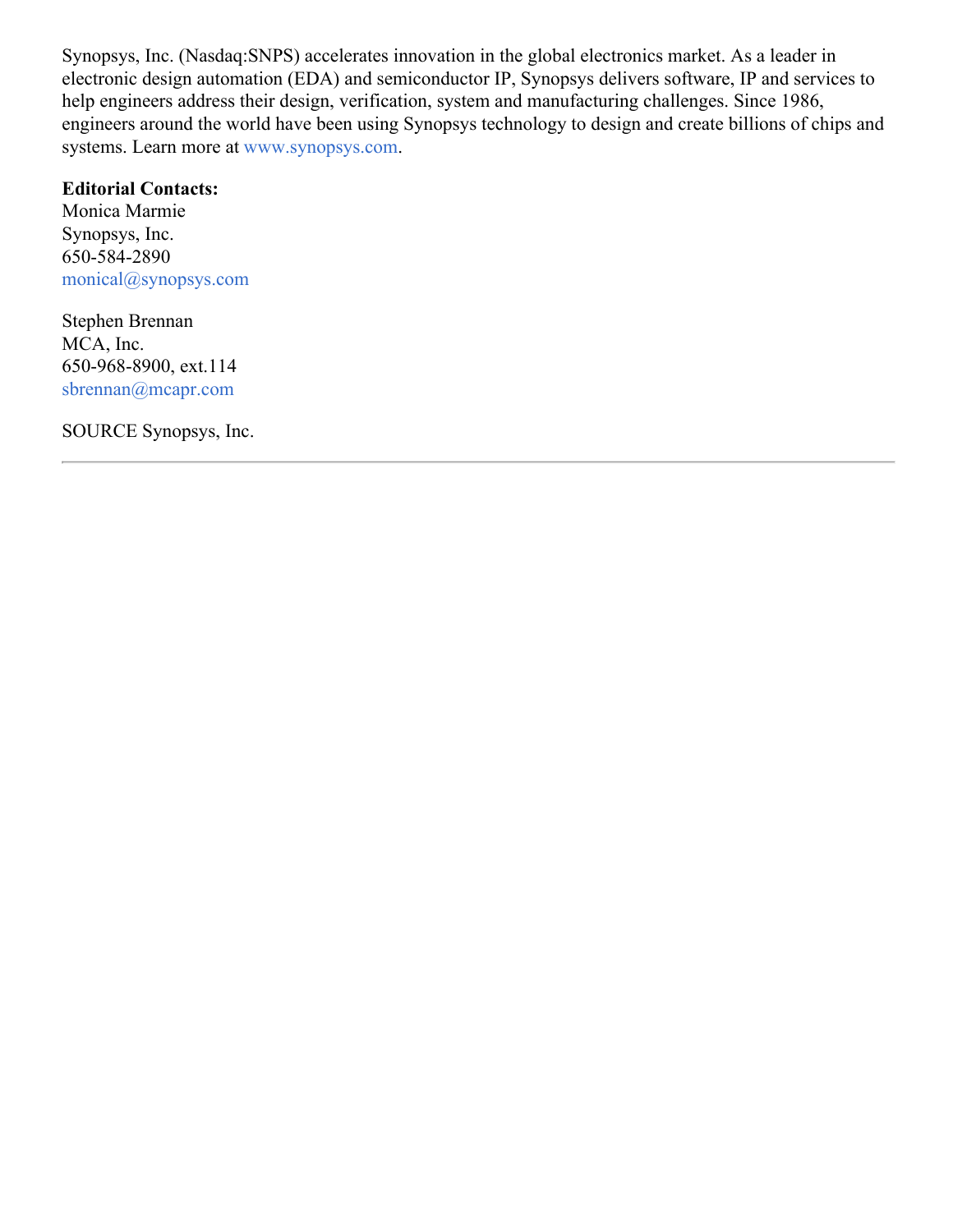Synopsys, Inc. (Nasdaq:SNPS) accelerates innovation in the global electronics market. As a leader in electronic design automation (EDA) and semiconductor IP, Synopsys delivers software, IP and services to help engineers address their design, verification, system and manufacturing challenges. Since 1986, engineers around the world have been using Synopsys technology to design and create billions of chips and systems. Learn more at www.synopsys.com.

**Editorial Contacts:**
Monica Marmie
Synopsys, Inc.
650-584-2890
monical@synopsys.com

Stephen Brennan
MCA, Inc.
650-968-8900, ext.114
sbrennan@mcapr.com

SOURCE Synopsys, Inc.

---